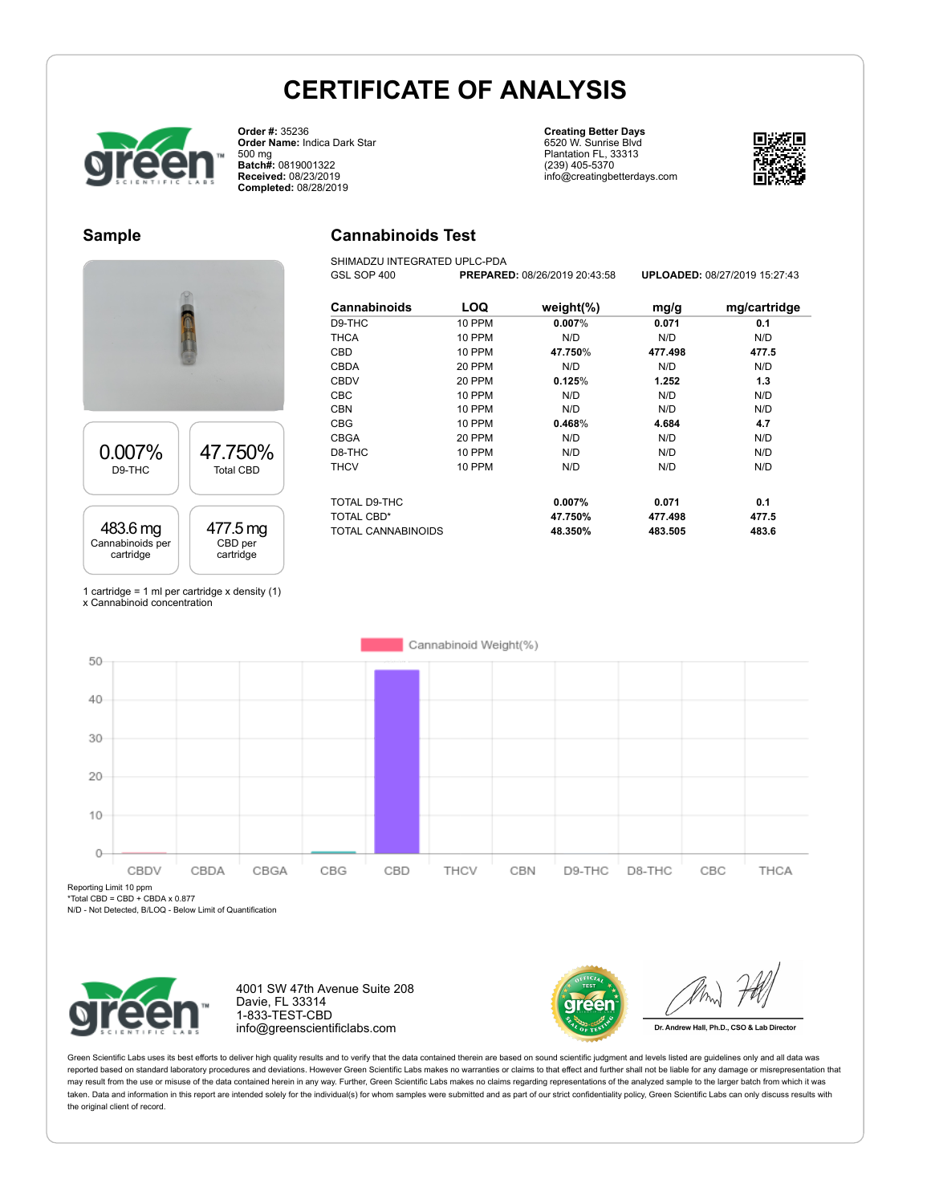# CERTIFICATE OF ANALYSIS

**Order #:** 35236
**Order Name:** Indica Dark Star
500 mg
**Batch#:** 0819001322
**Received:** 08/23/2019
**Completed:** 08/28/2019

**Creating Better Days**
6520 W. Sunrise Blvd
Plantation FL, 33313
(239) 405-5370
info@creatingbetterdays.com

## Sample

| 0.007% | 47.750% |
|---|---|
| D9-THC | Total CBD |

| 483.6 mg | 477.5 mg |
|---|---|
| Cannabinoids per cartridge | CBD per cartridge |

1 cartridge = 1 ml per cartridge x density (1) x Cannabinoid concentration

## Cannabinoids Test

SHIMADZU INTEGRATED UPLC-PDA
GSL SOP 400 **PREPARED:** 08/26/2019 20:43:58 **UPLOADED:** 08/27/2019 15:27:43

| Cannabinoids | LOQ | weight(%) | mg/g | mg/cartridge |
|---|---|---|---|---|
| D9-THC | 10 PPM | 0.007% | 0.071 | 0.1 |
| THCA | 10 PPM | N/D | N/D | N/D |
| CBD | 10 PPM | 47.750% | 477.498 | 477.5 |
| CBDA | 20 PPM | N/D | N/D | N/D |
| CBDV | 20 PPM | 0.125% | 1.252 | 1.3 |
| CBC | 10 PPM | N/D | N/D | N/D |
| CBN | 10 PPM | N/D | N/D | N/D |
| CBG | 10 PPM | 0.468% | 4.684 | 4.7 |
| CBGA | 20 PPM | N/D | N/D | N/D |
| D8-THC | 10 PPM | N/D | N/D | N/D |
| THCV | 10 PPM | N/D | N/D | N/D |
| TOTAL D9-THC | | 0.007% | 0.071 | 0.1 |
| TOTAL CBD* | | 47.750% | 477.498 | 477.5 |
| TOTAL CANNABINOIDS | | 48.350% | 483.505 | 483.6 |

Cannabinoid Weight(%)

Reporting Limit 10 ppm
*Total CBD = CBD + CBDA x 0.877
N/D - Not Detected, B/LOQ - Below Limit of Quantification

4001 SW 47th Avenue Suite 208
Davie, FL 33314
1-833-TEST-CBD
info@greenscientificlabs.com

Dr. Andrew Hall, Ph.D., CSO & Lab Director

Green Scientific Labs uses its best efforts to deliver high quality results and to verify that the data contained therein are based on sound scientific judgment and levels listed are guidelines only and all data was reported based on standard laboratory procedures and deviations. However Green Scientific Labs makes no warranties or claims to that effect and further shall not be liable for any damage or misrepresentation that may result from the use or misuse of the data contained herein in any way. Further, Green Scientific Labs makes no claims regarding representations of the analyzed sample to the larger batch from which it was taken. Data and information in this report are intended solely for the individual(s) for whom samples were submitted and as part of our strict confidentiality policy, Green Scientific Labs can only discuss results with the original client of record.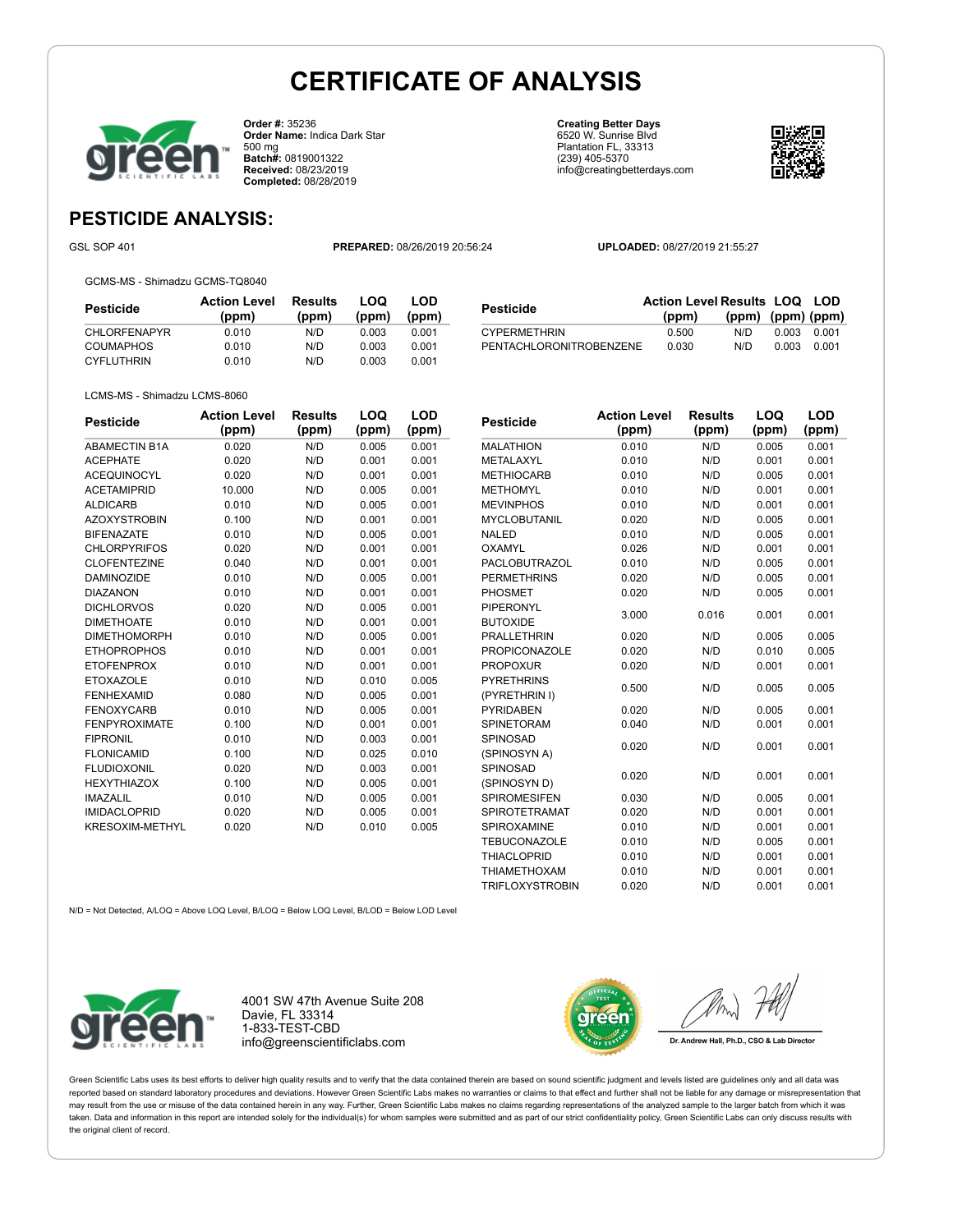# CERTIFICATE OF ANALYSIS

**Order #:** 35236
**Order Name:** Indica Dark Star 500 mg
**Batch#:** 0819001322
**Received:** 08/23/2019
**Completed:** 08/28/2019

**Creating Better Days**
6520 W. Sunrise Blvd
Plantation FL, 33313
(239) 405-5370
info@creatingbetterdays.com

## PESTICIDE ANALYSIS:

GSL SOP 401 **PREPARED:** 08/26/2019 20:56:24 **UPLOADED:** 08/27/2019 21:55:27

GCMS-MS - Shimadzu GCMS-TQ8040

| Pesticide | Action Level (ppm) | Results (ppm) | LOQ (ppm) | LOD (ppm) |
|---|---|---|---|---|
| CHLORFENAPYR | 0.010 | N/D | 0.003 | 0.001 |
| COUMAPHOS | 0.010 | N/D | 0.003 | 0.001 |
| CYFLUTHRIN | 0.010 | N/D | 0.003 | 0.001 |
| CYPERMETHRIN | 0.500 | N/D | 0.003 | 0.001 |
| PENTACHLORONITROBENZENE | 0.030 | N/D | 0.003 | 0.001 |

LCMS-MS - Shimadzu LCMS-8060

| Pesticide | Action Level (ppm) | Results (ppm) | LOQ (ppm) | LOD (ppm) |
|---|---|---|---|---|
| ABAMECTIN B1A | 0.020 | N/D | 0.005 | 0.001 |
| ACEPHATE | 0.020 | N/D | 0.001 | 0.001 |
| ACEQUINOCYL | 0.020 | N/D | 0.001 | 0.001 |
| ACETAMIPRID | 10.000 | N/D | 0.005 | 0.001 |
| ALDICARB | 0.010 | N/D | 0.005 | 0.001 |
| AZOXYSTROBIN | 0.100 | N/D | 0.001 | 0.001 |
| BIFENAZATE | 0.010 | N/D | 0.005 | 0.001 |
| CHLORPYRIFOS | 0.020 | N/D | 0.001 | 0.001 |
| CLOFENTEZINE | 0.040 | N/D | 0.001 | 0.001 |
| DAMINOZIDE | 0.010 | N/D | 0.005 | 0.001 |
| DIAZANON | 0.010 | N/D | 0.001 | 0.001 |
| DICHLORVOS | 0.020 | N/D | 0.005 | 0.001 |
| DIMETHOATE | 0.010 | N/D | 0.001 | 0.001 |
| DIMETHOMORPH | 0.010 | N/D | 0.005 | 0.001 |
| ETHOPROPHOS | 0.010 | N/D | 0.001 | 0.001 |
| ETOFENPROX | 0.010 | N/D | 0.001 | 0.001 |
| ETOXAZOLE | 0.010 | N/D | 0.010 | 0.005 |
| FENHEXAMID | 0.080 | N/D | 0.005 | 0.001 |
| FENOXYCARB | 0.010 | N/D | 0.005 | 0.001 |
| FENPYROXIMATE | 0.100 | N/D | 0.001 | 0.001 |
| FIPRONIL | 0.010 | N/D | 0.003 | 0.001 |
| FLONICAMID | 0.100 | N/D | 0.025 | 0.010 |
| FLUDIOXONIL | 0.020 | N/D | 0.003 | 0.001 |
| HEXYTHIAZOX | 0.100 | N/D | 0.005 | 0.001 |
| IMAZALIL | 0.010 | N/D | 0.005 | 0.001 |
| IMIDACLOPRID | 0.020 | N/D | 0.005 | 0.001 |
| KRESOXIM-METHYL | 0.020 | N/D | 0.010 | 0.005 |
| MALATHION | 0.010 | N/D | 0.005 | 0.001 |
| METALAXYL | 0.010 | N/D | 0.001 | 0.001 |
| METHIOCARB | 0.010 | N/D | 0.005 | 0.001 |
| METHOMYL | 0.010 | N/D | 0.001 | 0.001 |
| MEVINPHOS | 0.010 | N/D | 0.001 | 0.001 |
| MYCLOBUTANIL | 0.020 | N/D | 0.005 | 0.001 |
| NALED | 0.010 | N/D | 0.005 | 0.001 |
| OXAMYL | 0.026 | N/D | 0.001 | 0.001 |
| PACLOBUTRAZOL | 0.010 | N/D | 0.005 | 0.001 |
| PERMETHRINS | 0.020 | N/D | 0.005 | 0.001 |
| PHOSMET | 0.020 | N/D | 0.005 | 0.001 |
| PIPERONYL BUTOXIDE | 3.000 | 0.016 | 0.001 | 0.001 |
| PRALLETHRIN | 0.020 | N/D | 0.005 | 0.005 |
| PROPICONAZOLE | 0.020 | N/D | 0.010 | 0.005 |
| PROPOXUR | 0.020 | N/D | 0.001 | 0.001 |
| PYRETHRINS (PYRETHRIN I) | 0.500 | N/D | 0.005 | 0.005 |
| PYRIDABEN | 0.020 | N/D | 0.005 | 0.001 |
| SPINETORAM | 0.040 | N/D | 0.001 | 0.001 |
| SPINOSAD (SPINOSYN A) | 0.020 | N/D | 0.001 | 0.001 |
| SPINOSAD (SPINOSYN D) | 0.020 | N/D | 0.001 | 0.001 |
| SPIROMESIFEN | 0.030 | N/D | 0.005 | 0.001 |
| SPIROTETRAMAT | 0.020 | N/D | 0.001 | 0.001 |
| SPIROXAMINE | 0.010 | N/D | 0.001 | 0.001 |
| TEBUCONAZOLE | 0.010 | N/D | 0.005 | 0.001 |
| THIACLOPRID | 0.010 | N/D | 0.001 | 0.001 |
| THIAMETHOXAM | 0.010 | N/D | 0.001 | 0.001 |
| TRIFLOXYSTROBIN | 0.020 | N/D | 0.001 | 0.001 |

N/D = Not Detected, A/LOQ = Above LOQ Level, B/LOQ = Below LOQ Level, B/LOD = Below LOD Level

4001 SW 47th Avenue Suite 208
Davie, FL 33314
1-833-TEST-CBD
info@greenscientificlabs.com

Dr. Andrew Hall, Ph.D., CSO & Lab Director

Green Scientific Labs uses its best efforts to deliver high quality results and to verify that the data contained therein are based on sound scientific judgment and levels listed are guidelines only and all data was reported based on standard laboratory procedures and deviations. However Green Scientific Labs makes no warranties or claims to that effect and further shall not be liable for any damage or misrepresentation that may result from the use or misuse of the data contained herein in any way. Further, Green Scientific Labs makes no claims regarding representations of the analyzed sample to the larger batch from which it was taken. Data and information in this report are intended solely for the individual(s) for whom samples were submitted and as part of our strict confidentiality policy, Green Scientific Labs can only discuss results with the original client of record.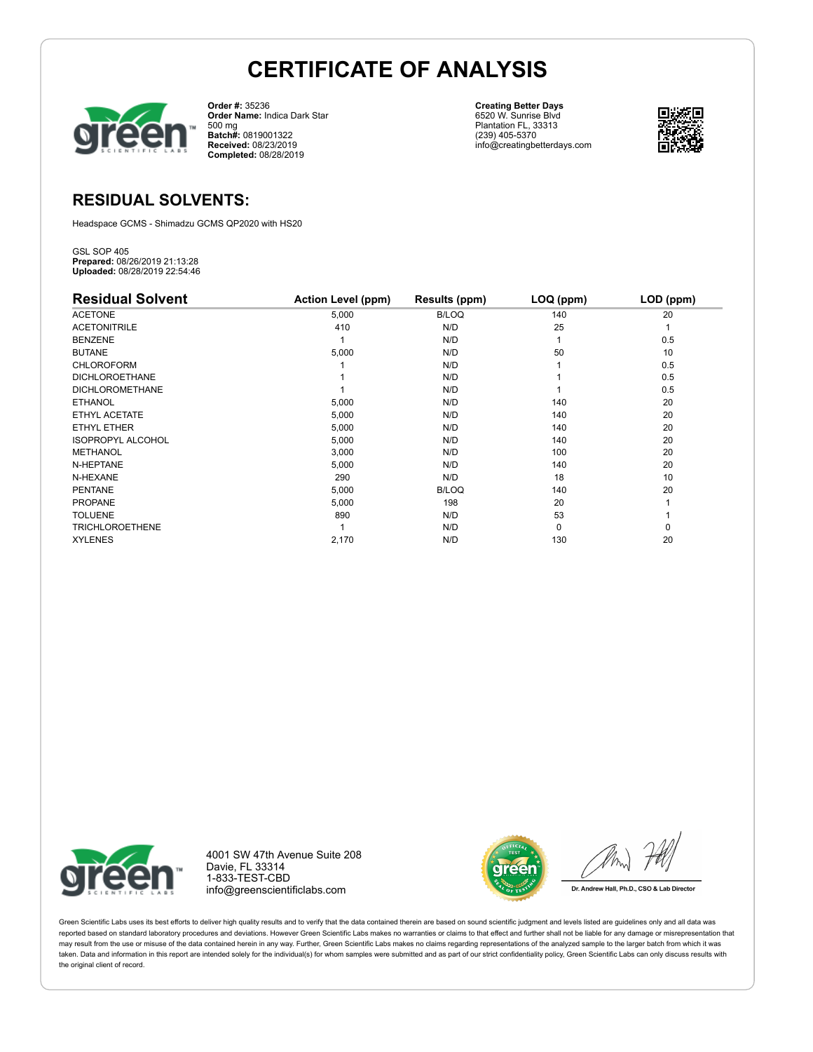# CERTIFICATE OF ANALYSIS

**Order #:** 35236
**Order Name:** Indica Dark Star 500 mg
**Batch#:** 0819001322
**Received:** 08/23/2019
**Completed:** 08/28/2019

**Creating Better Days**
6520 W. Sunrise Blvd
Plantation FL, 33313
(239) 405-5370
info@creatingbetterdays.com

## RESIDUAL SOLVENTS:

Headspace GCMS - Shimadzu GCMS QP2020 with HS20

GSL SOP 405
**Prepared:** 08/26/2019 21:13:28
**Uploaded:** 08/28/2019 22:54:46

| Residual Solvent | Action Level (ppm) | Results (ppm) | LOQ (ppm) | LOD (ppm) |
|---|---|---|---|---|
| ACETONE | 5,000 | B/LOQ | 140 | 20 |
| ACETONITRILE | 410 | N/D | 25 | 1 |
| BENZENE | 1 | N/D | 1 | 0.5 |
| BUTANE | 5,000 | N/D | 50 | 10 |
| CHLOROFORM | 1 | N/D | 1 | 0.5 |
| DICHLOROETHANE | 1 | N/D | 1 | 0.5 |
| DICHLOROMETHANE | 1 | N/D | 1 | 0.5 |
| ETHANOL | 5,000 | N/D | 140 | 20 |
| ETHYL ACETATE | 5,000 | N/D | 140 | 20 |
| ETHYL ETHER | 5,000 | N/D | 140 | 20 |
| ISOPROPYL ALCOHOL | 5,000 | N/D | 140 | 20 |
| METHANOL | 3,000 | N/D | 100 | 20 |
| N-HEPTANE | 5,000 | N/D | 140 | 20 |
| N-HEXANE | 290 | N/D | 18 | 10 |
| PENTANE | 5,000 | B/LOQ | 140 | 20 |
| PROPANE | 5,000 | 198 | 20 | 1 |
| TOLUENE | 890 | N/D | 53 | 1 |
| TRICHLOROETHENE | 1 | N/D | 0 | 0 |
| XYLENES | 2,170 | N/D | 130 | 20 |

4001 SW 47th Avenue Suite 208
Davie, FL 33314
1-833-TEST-CBD
info@greenscientificlabs.com

Dr. Andrew Hall, Ph.D., CSO & Lab Director

Green Scientific Labs uses its best efforts to deliver high quality results and to verify that the data contained therein are based on sound scientific judgment and levels listed are guidelines only and all data was reported based on standard laboratory procedures and deviations. However Green Scientific Labs makes no warranties or claims to that effect and further shall not be liable for any damage or misrepresentation that may result from the use or misuse of the data contained herein in any way. Further, Green Scientific Labs makes no claims regarding representations of the analyzed sample to the larger batch from which it was taken. Data and information in this report are intended solely for the individual(s) for whom samples were submitted and as part of our strict confidentiality policy, Green Scientific Labs can only discuss results with the original client of record.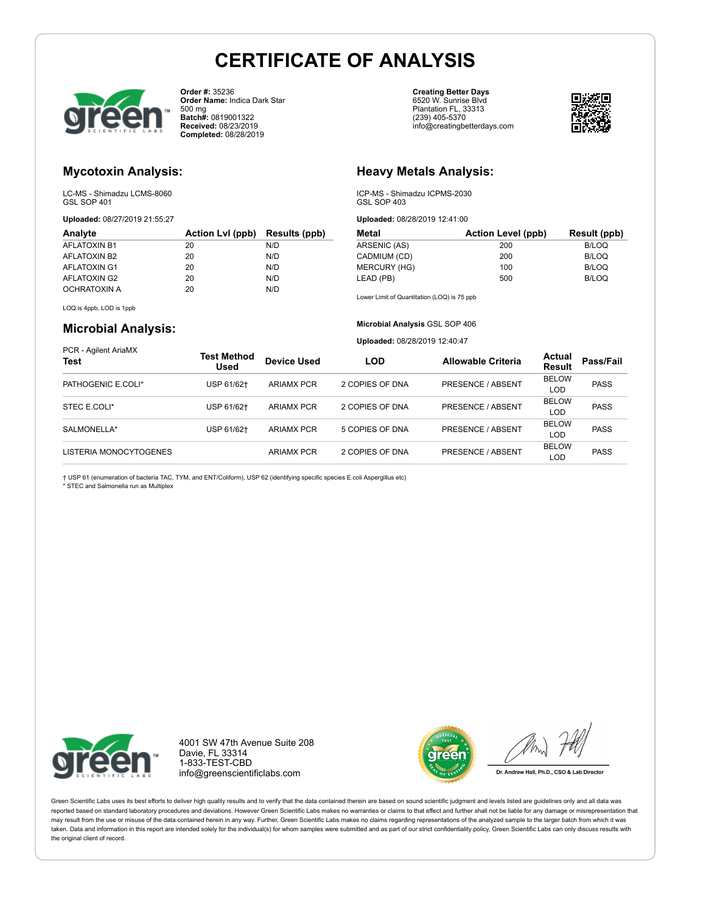# CERTIFICATE OF ANALYSIS

**Order #:** 35236
**Order Name:** Indica Dark Star 500 mg
**Batch#:** 0819001322
**Received:** 08/23/2019
**Completed:** 08/28/2019

**Creating Better Days**
6520 W. Sunrise Blvd
Plantation FL, 33313
(239) 405-5370
info@creatingbetterdays.com

## Mycotoxin Analysis:

LC-MS - Shimadzu LCMS-8060
GSL SOP 401

**Uploaded:** 08/27/2019 21:55:27

| Analyte | Action Lvl (ppb) | Results (ppb) |
|---|---|---|
| AFLATOXIN B1 | 20 | N/D |
| AFLATOXIN B2 | 20 | N/D |
| AFLATOXIN G1 | 20 | N/D |
| AFLATOXIN G2 | 20 | N/D |
| OCHRATOXIN A | 20 | N/D |

LOQ is 4ppb, LOD is 1ppb

## Heavy Metals Analysis:

ICP-MS - Shimadzu ICPMS-2030
GSL SOP 403

**Uploaded:** 08/28/2019 12:41:00

| Metal | Action Level (ppb) | Result (ppb) |
|---|---|---|
| ARSENIC (AS) | 200 | B/LOQ |
| CADMIUM (CD) | 200 | B/LOQ |
| MERCURY (HG) | 100 | B/LOQ |
| LEAD (PB) | 500 | B/LOQ |

Lower Limit of Quantitation (LOQ) is 75 ppb

## Microbial Analysis:

**Microbial Analysis** GSL SOP 406

**Uploaded:** 08/28/2019 12:40:47

PCR - Agilent AriaMX

| Test | Test Method Used | Device Used | LOD | Allowable Criteria | Actual Result | Pass/Fail |
|---|---|---|---|---|---|---|
| PATHOGENIC E.COLI* | USP 61/62† | ARIAMX PCR | 2 COPIES OF DNA | PRESENCE / ABSENT | BELOW LOD | PASS |
| STEC E.COLI* | USP 61/62† | ARIAMX PCR | 2 COPIES OF DNA | PRESENCE / ABSENT | BELOW LOD | PASS |
| SALMONELLA* | USP 61/62† | ARIAMX PCR | 5 COPIES OF DNA | PRESENCE / ABSENT | BELOW LOD | PASS |
| LISTERIA MONOCYTOGENES | | ARIAMX PCR | 2 COPIES OF DNA | PRESENCE / ABSENT | BELOW LOD | PASS |

† USP 61 (enumeration of bacteria TAC, TYM, and ENT/Coliform), USP 62 (identifying specific species E.coli Aspergillus etc)
* STEC and Salmonella run as Multiplex

4001 SW 47th Avenue Suite 208
Davie, FL 33314
1-833-TEST-CBD
info@greenscientificlabs.com

Dr. Andrew Hall, Ph.D., CSO & Lab Director

Green Scientific Labs uses its best efforts to deliver high quality results and to verify that the data contained therein are based on sound scientific judgment and levels listed are guidelines only and all data was reported based on standard laboratory procedures and deviations. However Green Scientific Labs makes no warranties or claims to that effect and further shall not be liable for any damage or misrepresentation that may result from the use or misuse of the data contained herein in any way. Further, Green Scientific Labs makes no claims regarding representations of the analyzed sample to the larger batch from which it was taken. Data and information in this report are intended solely for the individual(s) for whom samples were submitted and as part of our strict confidentiality policy, Green Scientific Labs can only discuss results with the original client of record.